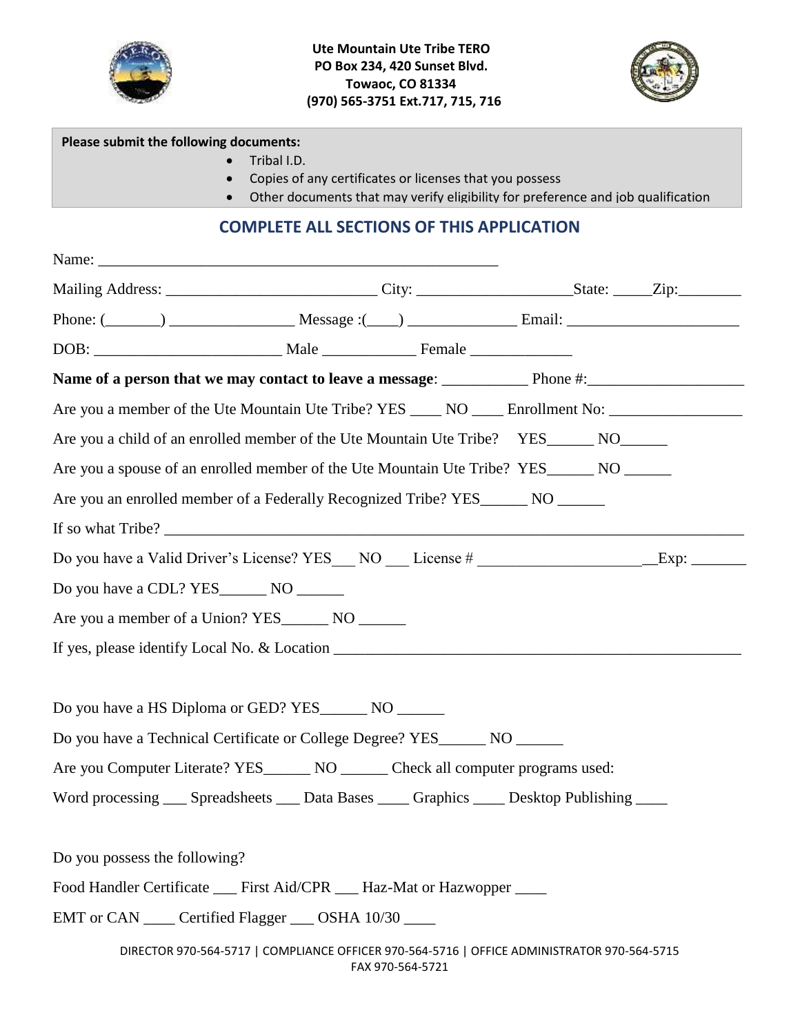**Ute Mountain Ute Tribe TERO**
**PO Box 234, 420 Sunset Blvd.**
**Towaoc, CO 81334**
**(970) 565-3751 Ext.717, 715, 716**

**Please submit the following documents:**

- Tribal I.D.
- Copies of any certificates or licenses that you possess
- Other documents that may verify eligibility for preference and job qualification

## COMPLETE ALL SECTIONS OF THIS APPLICATION

Name: ____________________________________________________

Mailing Address: __________________________ City: ___________________State: _____Zip:________

Phone: (_______) _______________ Message :(____) _____________ Email: _____________________

DOB: _______________________ Male ____________ Female _____________

**Name of a person that we may contact to leave a message**: ___________ Phone #:___________________

Are you a member of the Ute Mountain Ute Tribe? YES ____ NO ____ Enrollment No: ________________

Are you a child of an enrolled member of the Ute Mountain Ute Tribe? YES______ NO______

Are you a spouse of an enrolled member of the Ute Mountain Ute Tribe? YES______ NO ______

Are you an enrolled member of a Federally Recognized Tribe? YES______ NO ______

If so what Tribe? ______________________________________________________________________

Do you have a Valid Driver's License? YES___ NO ___ License # ______________________Exp: _______

Do you have a CDL? YES______ NO ______

Are you a member of a Union? YES______ NO ______

If yes, please identify Local No. & Location _____________________________________________________

Do you have a HS Diploma or GED? YES______ NO ______

Do you have a Technical Certificate or College Degree? YES______ NO ______

Are you Computer Literate? YES______ NO ______ Check all computer programs used:

Word processing ___ Spreadsheets ___ Data Bases ____ Graphics ____ Desktop Publishing ____

Do you possess the following?

Food Handler Certificate ___ First Aid/CPR ___ Haz-Mat or Hazwopper ____

EMT or CAN ____ Certified Flagger ___ OSHA 10/30 ____

DIRECTOR 970-564-5717 | COMPLIANCE OFFICER 970-564-5716 | OFFICE ADMINISTRATOR 970-564-5715
FAX 970-564-5721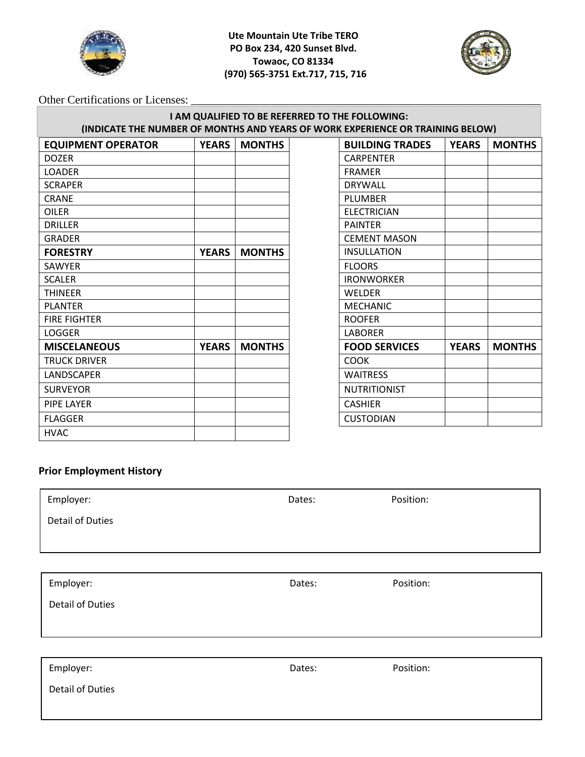Ute Mountain Ute Tribe TERO
PO Box 234, 420 Sunset Blvd.
Towaoc, CO 81334
(970) 565-3751 Ext.717, 715, 716

Other Certifications or Licenses: ___________________________________________

**I AM QUALIFIED TO BE REFERRED TO THE FOLLOWING:**
**(INDICATE THE NUMBER OF MONTHS AND YEARS OF WORK EXPERIENCE OR TRAINING BELOW)**

| EQUIPMENT OPERATOR | YEARS | MONTHS |
|---|---|---|
| DOZER | | |
| LOADER | | |
| SCRAPER | | |
| CRANE | | |
| OILER | | |
| DRILLER | | |
| GRADER | | |
| **FORESTRY** | **YEARS** | **MONTHS** |
| SAWYER | | |
| SCALER | | |
| THINEER | | |
| PLANTER | | |
| FIRE FIGHTER | | |
| LOGGER | | |
| **MISCELANEOUS** | **YEARS** | **MONTHS** |
| TRUCK DRIVER | | |
| LANDSCAPER | | |
| SURVEYOR | | |
| PIPE LAYER | | |
| FLAGGER | | |
| HVAC | | |

| BUILDING TRADES | YEARS | MONTHS |
|---|---|---|
| CARPENTER | | |
| FRAMER | | |
| DRYWALL | | |
| PLUMBER | | |
| ELECTRICIAN | | |
| PAINTER | | |
| CEMENT MASON | | |
| INSULLATION | | |
| FLOORS | | |
| IRONWORKER | | |
| WELDER | | |
| MECHANIC | | |
| ROOFER | | |
| LABORER | | |
| **FOOD SERVICES** | **YEARS** | **MONTHS** |
| COOK | | |
| WAITRESS | | |
| NUTRITIONIST | | |
| CASHIER | | |
| CUSTODIAN | | |

**Prior Employment History**

Employer: Dates: Position:

Detail of Duties

Employer: Dates: Position:

Detail of Duties

Employer: Dates: Position:

Detail of Duties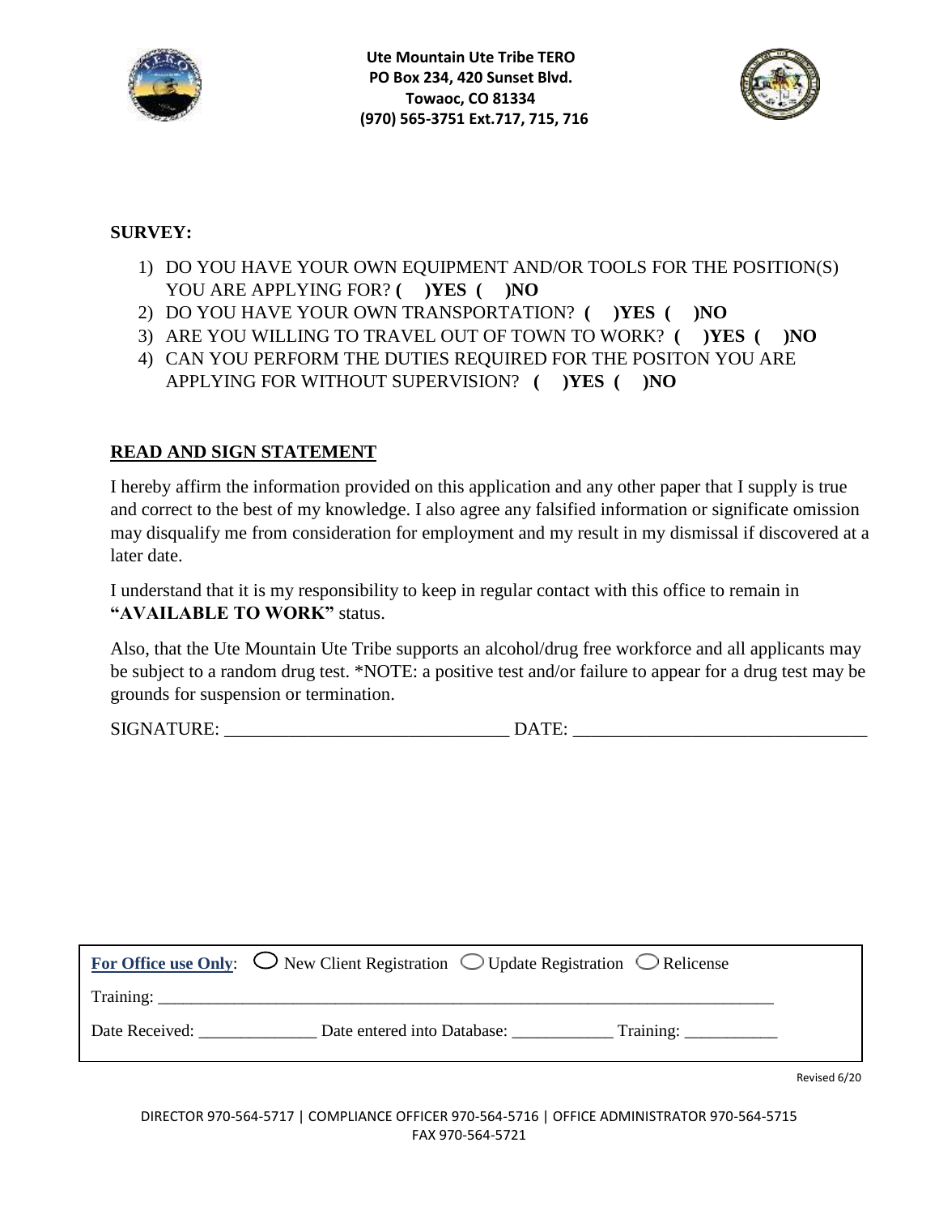**Ute Mountain Ute Tribe TERO**
**PO Box 234, 420 Sunset Blvd.**
**Towaoc, CO 81334**
**(970) 565-3751 Ext.717, 715, 716**

**SURVEY:**

1) DO YOU HAVE YOUR OWN EQUIPMENT AND/OR TOOLS FOR THE POSITION(S) YOU ARE APPLYING FOR? **( )YES ( )NO**
2) DO YOU HAVE YOUR OWN TRANSPORTATION? **( )YES ( )NO**
3) ARE YOU WILLING TO TRAVEL OUT OF TOWN TO WORK? **( )YES ( )NO**
4) CAN YOU PERFORM THE DUTIES REQUIRED FOR THE POSITON YOU ARE APPLYING FOR WITHOUT SUPERVISION? **( )YES ( )NO**

## READ AND SIGN STATEMENT

I hereby affirm the information provided on this application and any other paper that I supply is true and correct to the best of my knowledge. I also agree any falsified information or significate omission may disqualify me from consideration for employment and my result in my dismissal if discovered at a later date.

I understand that it is my responsibility to keep in regular contact with this office to remain in **"AVAILABLE TO WORK"** status.

Also, that the Ute Mountain Ute Tribe supports an alcohol/drug free workforce and all applicants may be subject to a random drug test. *NOTE: a positive test and/or failure to appear for a drug test may be grounds for suspension or termination.

SIGNATURE: ______________________________ DATE: ________________________________

**For Office use Only**: ○ New Client Registration ○ Update Registration ○ Relicense

Training: ________________________________________________________________________

Date Received: ______________ Date entered into Database: ____________ Training: ___________

Revised 6/20

DIRECTOR 970-564-5717 | COMPLIANCE OFFICER 970-564-5716 | OFFICE ADMINISTRATOR 970-564-5715
FAX 970-564-5721